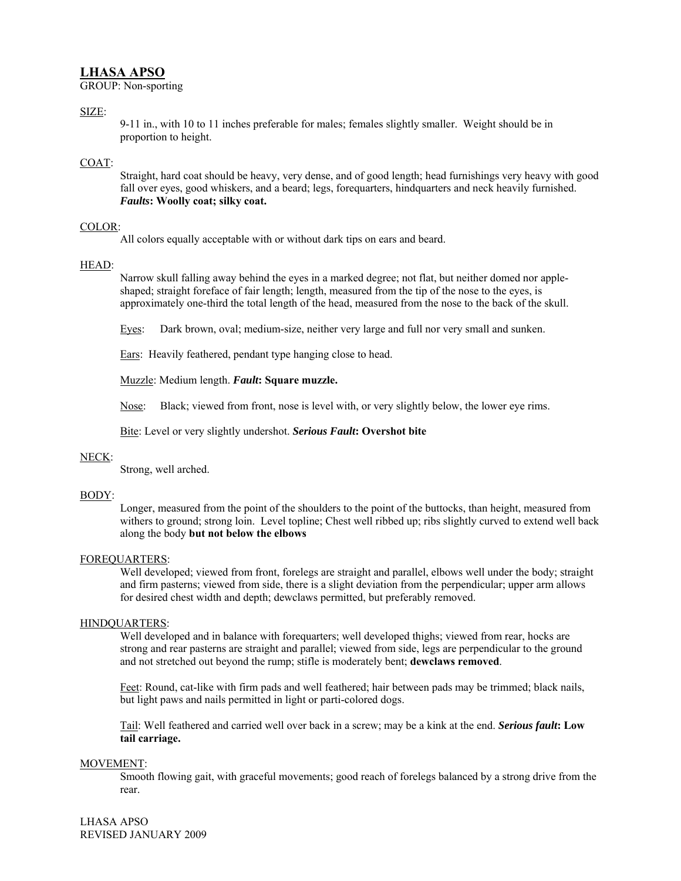# LHASA APSO

GROUP: Non-sporting

## SIZE:

9-11 in., with 10 to 11 inches preferable for males; females slightly smaller. Weight should be in proportion to height.

## COAT:

Straight, hard coat should be heavy, very dense, and of good length; head furnishings very heavy with good fall over eyes, good whiskers, and a beard; legs, forequarters, hindquarters and neck heavily furnished. ***Faults*: Woolly coat; silky coat.**

## COLOR:

All colors equally acceptable with or without dark tips on ears and beard.

## HEAD:

Narrow skull falling away behind the eyes in a marked degree; not flat, but neither domed nor apple-shaped; straight foreface of fair length; length, measured from the tip of the nose to the eyes, is approximately one-third the total length of the head, measured from the nose to the back of the skull.

Eyes: Dark brown, oval; medium-size, neither very large and full nor very small and sunken.

Ears: Heavily feathered, pendant type hanging close to head.

Muzzle: Medium length. ***Fault*: Square muzzle.**

Nose: Black; viewed from front, nose is level with, or very slightly below, the lower eye rims.

Bite: Level or very slightly undershot. ***Serious Fault*: Overshot bite**

## NECK:

Strong, well arched.

## BODY:

Longer, measured from the point of the shoulders to the point of the buttocks, than height, measured from withers to ground; strong loin. Level topline; Chest well ribbed up; ribs slightly curved to extend well back along the body **but not below the elbows**

## FOREQUARTERS:

Well developed; viewed from front, forelegs are straight and parallel, elbows well under the body; straight and firm pasterns; viewed from side, there is a slight deviation from the perpendicular; upper arm allows for desired chest width and depth; dewclaws permitted, but preferably removed.

## HINDQUARTERS:

Well developed and in balance with forequarters; well developed thighs; viewed from rear, hocks are strong and rear pasterns are straight and parallel; viewed from side, legs are perpendicular to the ground and not stretched out beyond the rump; stifle is moderately bent; **dewclaws removed**.

Feet: Round, cat-like with firm pads and well feathered; hair between pads may be trimmed; black nails, but light paws and nails permitted in light or parti-colored dogs.

Tail: Well feathered and carried well over back in a screw; may be a kink at the end. ***Serious fault*: Low tail carriage.**

## MOVEMENT:

Smooth flowing gait, with graceful movements; good reach of forelegs balanced by a strong drive from the rear.

LHASA APSO
REVISED JANUARY 2009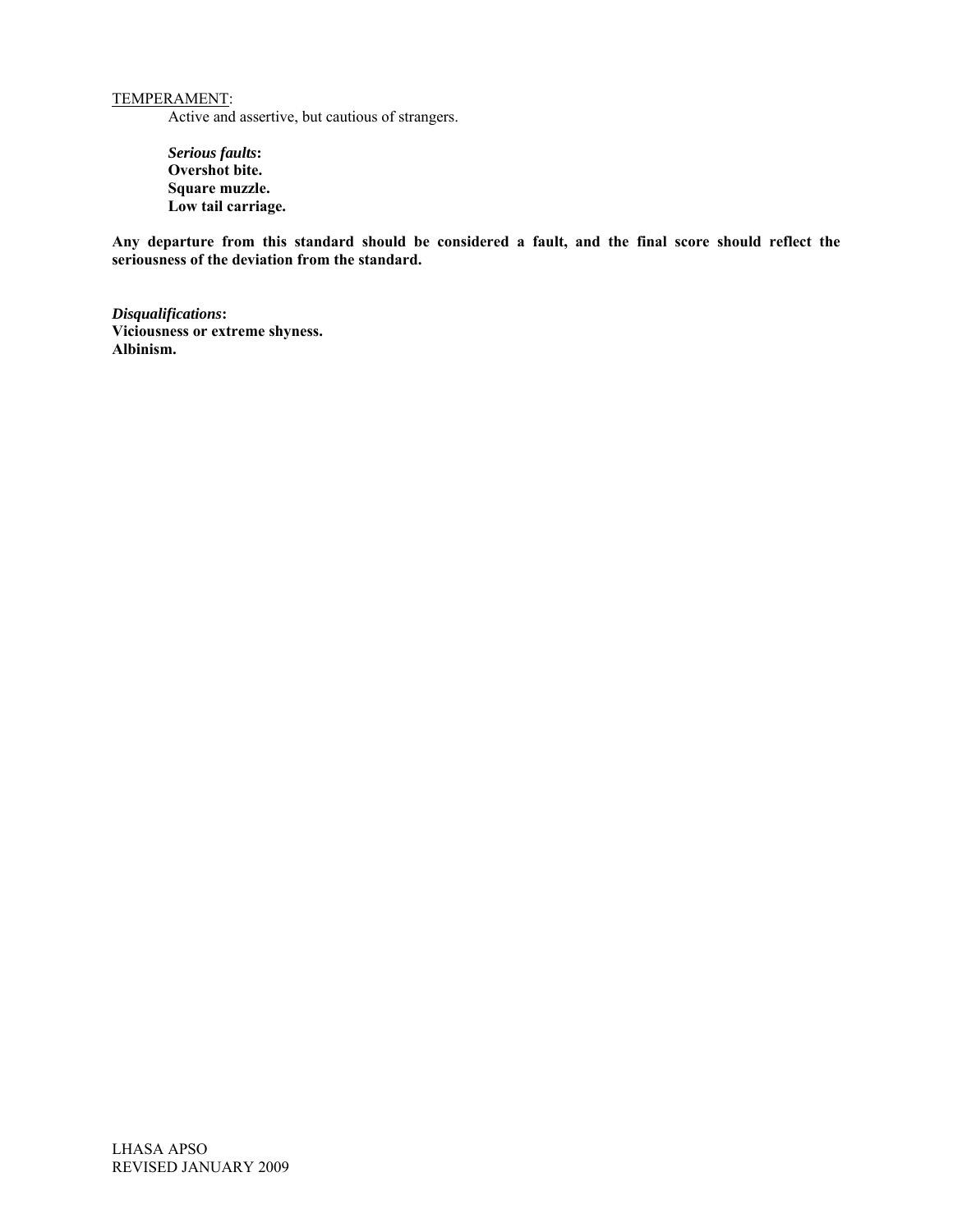TEMPERAMENT:

Active and assertive, but cautious of strangers.

***Serious faults*:**
**Overshot bite.**
**Square muzzle.**
**Low tail carriage.**

**Any departure from this standard should be considered a fault, and the final score should reflect the seriousness of the deviation from the standard.**

***Disqualifications*:**
**Viciousness or extreme shyness.**
**Albinism.**